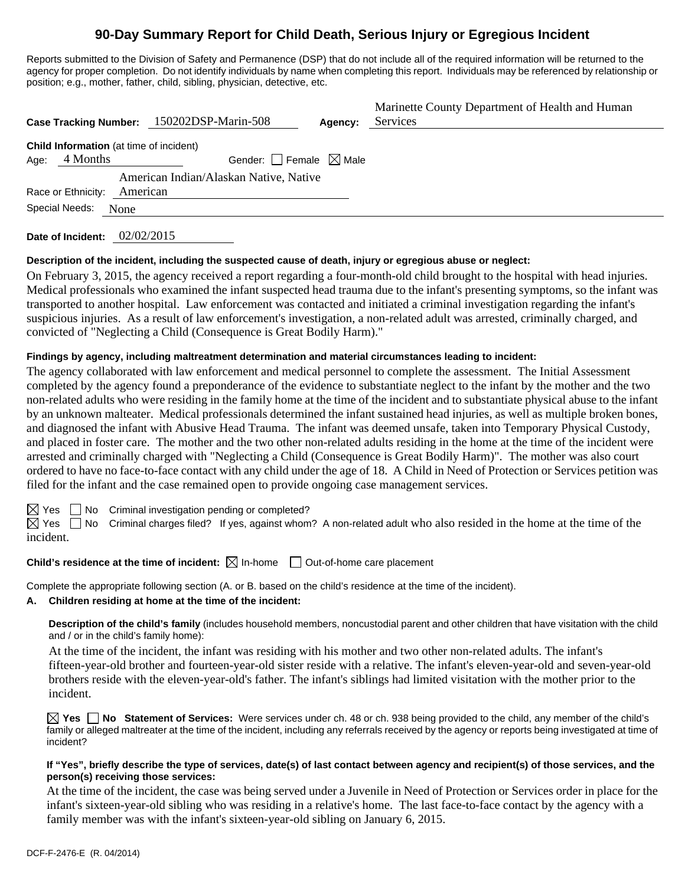# 90-Day Summary Report for Child Death, Serious Injury or Egregious Incident

Reports submitted to the Division of Safety and Permanence (DSP) that do not include all of the required information will be returned to the agency for proper completion. Do not identify individuals by name when completing this report. Individuals may be referenced by relationship or position; e.g., mother, father, child, sibling, physician, detective, etc.

**Case Tracking Number:** 150202DSP-Marin-508 **Agency:** Marinette County Department of Health and Human Services

**Child Information** (at time of incident)

Age: 4 Months Gender: ☐ Female ☒ Male

Race or Ethnicity: American Indian/Alaskan Native, Native American

Special Needs: None

**Date of Incident:** 02/02/2015

**Description of the incident, including the suspected cause of death, injury or egregious abuse or neglect:**

On February 3, 2015, the agency received a report regarding a four-month-old child brought to the hospital with head injuries. Medical professionals who examined the infant suspected head trauma due to the infant's presenting symptoms, so the infant was transported to another hospital. Law enforcement was contacted and initiated a criminal investigation regarding the infant's suspicious injuries. As a result of law enforcement's investigation, a non-related adult was arrested, criminally charged, and convicted of "Neglecting a Child (Consequence is Great Bodily Harm)."

**Findings by agency, including maltreatment determination and material circumstances leading to incident:**

The agency collaborated with law enforcement and medical personnel to complete the assessment. The Initial Assessment completed by the agency found a preponderance of the evidence to substantiate neglect to the infant by the mother and the two non-related adults who were residing in the family home at the time of the incident and to substantiate physical abuse to the infant by an unknown malteater. Medical professionals determined the infant sustained head injuries, as well as multiple broken bones, and diagnosed the infant with Abusive Head Trauma. The infant was deemed unsafe, taken into Temporary Physical Custody, and placed in foster care. The mother and the two other non-related adults residing in the home at the time of the incident were arrested and criminally charged with "Neglecting a Child (Consequence is Great Bodily Harm)". The mother was also court ordered to have no face-to-face contact with any child under the age of 18. A Child in Need of Protection or Services petition was filed for the infant and the case remained open to provide ongoing case management services.

☒ Yes ☐ No Criminal investigation pending or completed?

☒ Yes ☐ No Criminal charges filed? If yes, against whom? A non-related adult who also resided in the home at the time of the incident.

**Child's residence at the time of incident:** ☒ In-home ☐ Out-of-home care placement

Complete the appropriate following section (A. or B. based on the child's residence at the time of the incident).

**A. Children residing at home at the time of the incident:**

**Description of the child's family** (includes household members, noncustodial parent and other children that have visitation with the child and / or in the child's family home):

At the time of the incident, the infant was residing with his mother and two other non-related adults. The infant's fifteen-year-old brother and fourteen-year-old sister reside with a relative. The infant's eleven-year-old and seven-year-old brothers reside with the eleven-year-old's father. The infant's siblings had limited visitation with the mother prior to the incident.

☒ **Yes** ☐ **No Statement of Services:** Were services under ch. 48 or ch. 938 being provided to the child, any member of the child's family or alleged maltreater at the time of the incident, including any referrals received by the agency or reports being investigated at time of incident?

**If "Yes", briefly describe the type of services, date(s) of last contact between agency and recipient(s) of those services, and the person(s) receiving those services:**

At the time of the incident, the case was being served under a Juvenile in Need of Protection or Services order in place for the infant's sixteen-year-old sibling who was residing in a relative's home. The last face-to-face contact by the agency with a family member was with the infant's sixteen-year-old sibling on January 6, 2015.

DCF-F-2476-E (R. 04/2014)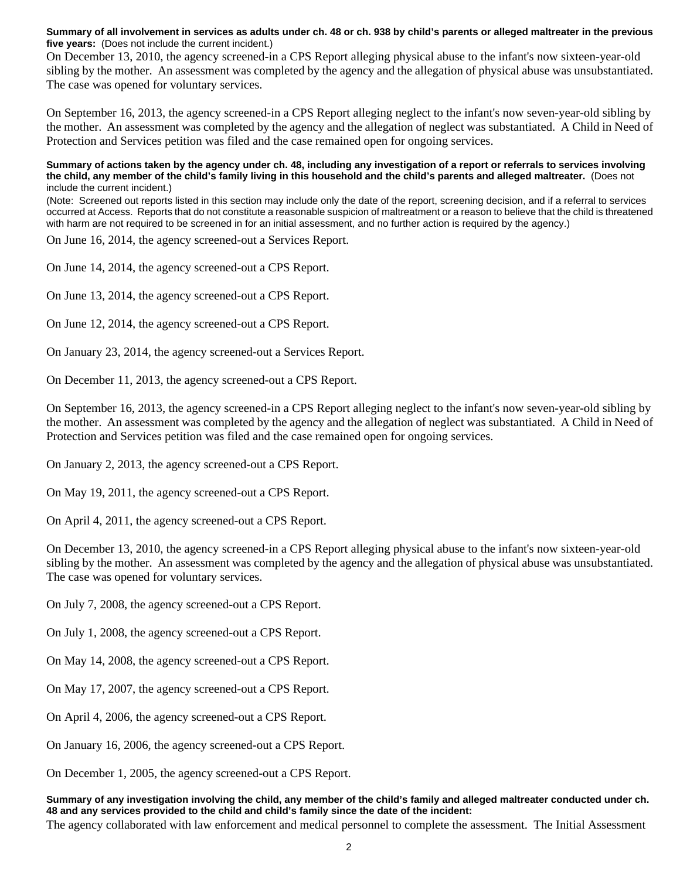**Summary of all involvement in services as adults under ch. 48 or ch. 938 by child's parents or alleged maltreater in the previous five years:** (Does not include the current incident.)

On December 13, 2010, the agency screened-in a CPS Report alleging physical abuse to the infant's now sixteen-year-old sibling by the mother. An assessment was completed by the agency and the allegation of physical abuse was unsubstantiated. The case was opened for voluntary services.

On September 16, 2013, the agency screened-in a CPS Report alleging neglect to the infant's now seven-year-old sibling by the mother. An assessment was completed by the agency and the allegation of neglect was substantiated. A Child in Need of Protection and Services petition was filed and the case remained open for ongoing services.

**Summary of actions taken by the agency under ch. 48, including any investigation of a report or referrals to services involving the child, any member of the child's family living in this household and the child's parents and alleged maltreater.** (Does not include the current incident.)

(Note: Screened out reports listed in this section may include only the date of the report, screening decision, and if a referral to services occurred at Access. Reports that do not constitute a reasonable suspicion of maltreatment or a reason to believe that the child is threatened with harm are not required to be screened in for an initial assessment, and no further action is required by the agency.)

On June 16, 2014, the agency screened-out a Services Report.

On June 14, 2014, the agency screened-out a CPS Report.

On June 13, 2014, the agency screened-out a CPS Report.

On June 12, 2014, the agency screened-out a CPS Report.

On January 23, 2014, the agency screened-out a Services Report.

On December 11, 2013, the agency screened-out a CPS Report.

On September 16, 2013, the agency screened-in a CPS Report alleging neglect to the infant's now seven-year-old sibling by the mother. An assessment was completed by the agency and the allegation of neglect was substantiated. A Child in Need of Protection and Services petition was filed and the case remained open for ongoing services.

On January 2, 2013, the agency screened-out a CPS Report.

On May 19, 2011, the agency screened-out a CPS Report.

On April 4, 2011, the agency screened-out a CPS Report.

On December 13, 2010, the agency screened-in a CPS Report alleging physical abuse to the infant's now sixteen-year-old sibling by the mother. An assessment was completed by the agency and the allegation of physical abuse was unsubstantiated. The case was opened for voluntary services.

On July 7, 2008, the agency screened-out a CPS Report.

On July 1, 2008, the agency screened-out a CPS Report.

On May 14, 2008, the agency screened-out a CPS Report.

On May 17, 2007, the agency screened-out a CPS Report.

On April 4, 2006, the agency screened-out a CPS Report.

On January 16, 2006, the agency screened-out a CPS Report.

On December 1, 2005, the agency screened-out a CPS Report.

**Summary of any investigation involving the child, any member of the child's family and alleged maltreater conducted under ch. 48 and any services provided to the child and child's family since the date of the incident:**

The agency collaborated with law enforcement and medical personnel to complete the assessment. The Initial Assessment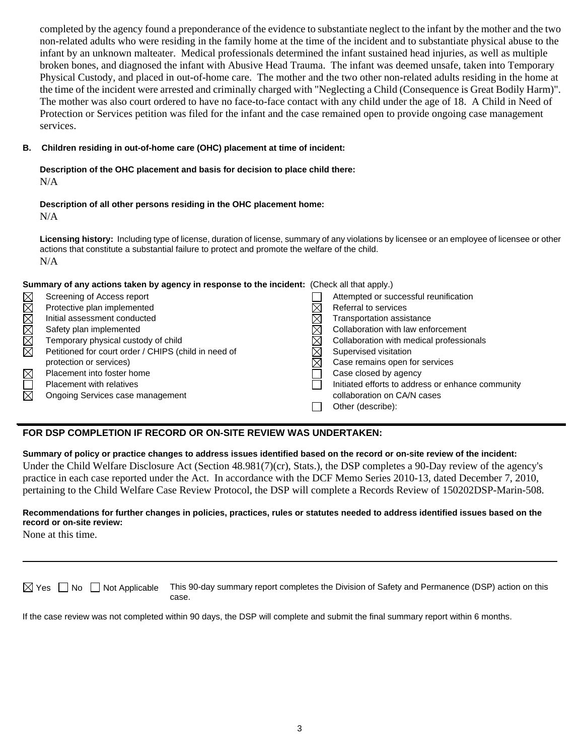completed by the agency found a preponderance of the evidence to substantiate neglect to the infant by the mother and the two non-related adults who were residing in the family home at the time of the incident and to substantiate physical abuse to the infant by an unknown malteater. Medical professionals determined the infant sustained head injuries, as well as multiple broken bones, and diagnosed the infant with Abusive Head Trauma. The infant was deemed unsafe, taken into Temporary Physical Custody, and placed in out-of-home care. The mother and the two other non-related adults residing in the home at the time of the incident were arrested and criminally charged with "Neglecting a Child (Consequence is Great Bodily Harm)". The mother was also court ordered to have no face-to-face contact with any child under the age of 18. A Child in Need of Protection or Services petition was filed for the infant and the case remained open to provide ongoing case management services.

**B. Children residing in out-of-home care (OHC) placement at time of incident:**

**Description of the OHC placement and basis for decision to place child there:**
N/A

**Description of all other persons residing in the OHC placement home:**
N/A

**Licensing history:** Including type of license, duration of license, summary of any violations by licensee or an employee of licensee or other actions that constitute a substantial failure to protect and promote the welfare of the child.
N/A

**Summary of any actions taken by agency in response to the incident:** (Check all that apply.)

- ☒ Screening of Access report
- ☒ Protective plan implemented
- ☒ Initial assessment conducted
- ☒ Safety plan implemented
- ☒ Temporary physical custody of child
- ☒ Petitioned for court order / CHIPS (child in need of protection or services)
- ☒ Placement into foster home
- ☐ Placement with relatives
- ☒ Ongoing Services case management
- ☐ Attempted or successful reunification
- ☒ Referral to services
- ☒ Transportation assistance
- ☒ Collaboration with law enforcement
- ☒ Collaboration with medical professionals
- ☒ Supervised visitation
- ☒ Case remains open for services
- ☐ Case closed by agency
- ☐ Initiated efforts to address or enhance community collaboration on CA/N cases
- ☐ Other (describe):

## FOR DSP COMPLETION IF RECORD OR ON-SITE REVIEW WAS UNDERTAKEN:

**Summary of policy or practice changes to address issues identified based on the record or on-site review of the incident:**
Under the Child Welfare Disclosure Act (Section 48.981(7)(cr), Stats.), the DSP completes a 90-Day review of the agency's practice in each case reported under the Act. In accordance with the DCF Memo Series 2010-13, dated December 7, 2010, pertaining to the Child Welfare Case Review Protocol, the DSP will complete a Records Review of 150202DSP-Marin-508.

**Recommendations for further changes in policies, practices, rules or statutes needed to address identified issues based on the record or on-site review:**
None at this time.

☒ Yes ☐ No ☐ Not Applicable This 90-day summary report completes the Division of Safety and Permanence (DSP) action on this case.

If the case review was not completed within 90 days, the DSP will complete and submit the final summary report within 6 months.